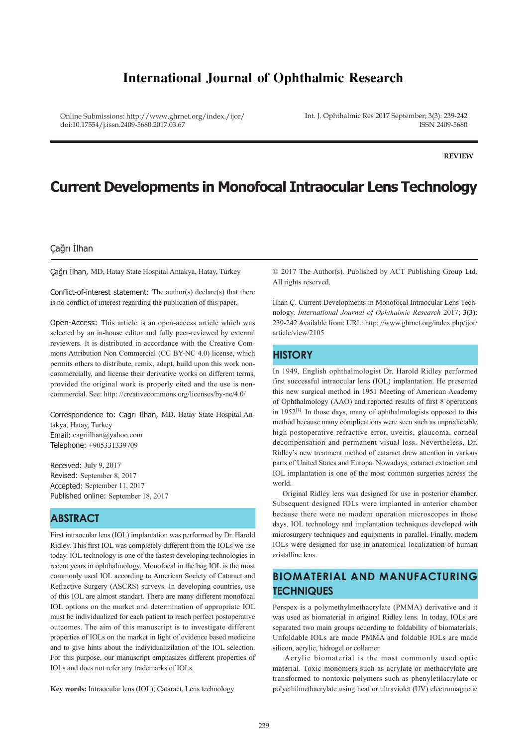# International Journal of Ophthalmic Research

Online Submissions: http://www.ghrnet.org/index./ijor/
doi:10.17554/j.issn.2409-5680.2017.03.67

Int. J. Ophthalmic Res 2017 September; 3(3): 239-242
ISSN 2409-5680

**REVIEW**

# Current Developments in Monofocal Intraocular Lens Technology

Çağrı İlhan

Çağrı İlhan, MD, Hatay State Hospital Antakya, Hatay, Turkey

Conflict-of-interest statement: The author(s) declare(s) that there is no conflict of interest regarding the publication of this paper.

Open-Access: This article is an open-access article which was selected by an in-house editor and fully peer-reviewed by external reviewers. It is distributed in accordance with the Creative Commons Attribution Non Commercial (CC BY-NC 4.0) license, which permits others to distribute, remix, adapt, build upon this work non-commercially, and license their derivative works on different terms, provided the original work is properly cited and the use is non-commercial. See: http: //creativecommons.org/licenses/by-nc/4.0/

Correspondence to: Cagrı Ilhan, MD, Hatay State Hospital Antakya, Hatay, Turkey
Email: cagriilhan@yahoo.com
Telephone: +905331339709

Received: July 9, 2017
Revised: September 8, 2017
Accepted: September 11, 2017
Published online: September 18, 2017

## ABSTRACT

First intraocular lens (IOL) implantation was performed by Dr. Harold Ridley. This first IOL was completely different from the IOLs we use today. IOL technology is one of the fastest developing technologies in recent years in ophthalmology. Monofocal in the bag IOL is the most commonly used IOL according to American Society of Cataract and Refractive Surgery (ASCRS) surveys. In developing countries, use of this IOL are almost standart. There are many different monofocal IOL options on the market and determination of appropriate IOL must be individualized for each patient to reach perfect postoperative outcomes. The aim of this manuscript is to investigate different properties of IOLs on the market in light of evidence based medicine and to give hints about the individualizilation of the IOL selection. For this purpose, our manuscript emphasizes different properties of IOLs and does not refer any trademarks of IOLs.

**Key words:** Intraocular lens (IOL); Cataract, Lens technology

© 2017 The Author(s). Published by ACT Publishing Group Ltd. All rights reserved.

İlhan Ç. Current Developments in Monofocal Intraocular Lens Technology. *International Journal of Ophthalmic Research* 2017; **3(3)**: 239-242 Available from: URL: http: //www.ghrnet.org/index.php/ijor/article/view/2105

## HISTORY

In 1949, English ophthalmologist Dr. Harold Ridley performed first successful intraocular lens (IOL) implantation. He presented this new surgical method in 1951 Meeting of American Academy of Ophthalmology (AAO) and reported results of first 8 operations in 1952[1]. In those days, many of ophthalmologists opposed to this method because many complications were seen such as unpredictable high postoperative refractive error, uveitis, glaucoma, corneal decompensation and permanent visual loss. Nevertheless, Dr. Ridley's new treatment method of cataract drew attention in various parts of United States and Europa. Nowadays, cataract extraction and IOL implantation is one of the most common surgeries across the world.

Original Ridley lens was designed for use in posterior chamber. Subsequent designed IOLs were implanted in anterior chamber because there were no modern operation microscopes in those days. IOL technology and implantation techniques developed with microsurgery techniques and equipments in parallel. Finally, modern IOLs were designed for use in anatomical localization of human cristalline lens.

## BIOMATERIAL AND MANUFACTURING TECHNIQUES

Perspex is a polymethylmethacrylate (PMMA) derivative and it was used as biomaterial in original Ridley lens. In today, IOLs are separated two main groups according to foldability of biomaterials. Unfoldable IOLs are made PMMA and foldable IOLs are made silicon, acrylic, hidrogel or collamer.

Acrylic biomaterial is the most commonly used optic material. Toxic monomers such as acrylate or methacrylate are transformed to nontoxic polymers such as phenyletilacrylate or polyethilmethacrylate using heat or ultraviolet (UV) electromagnetic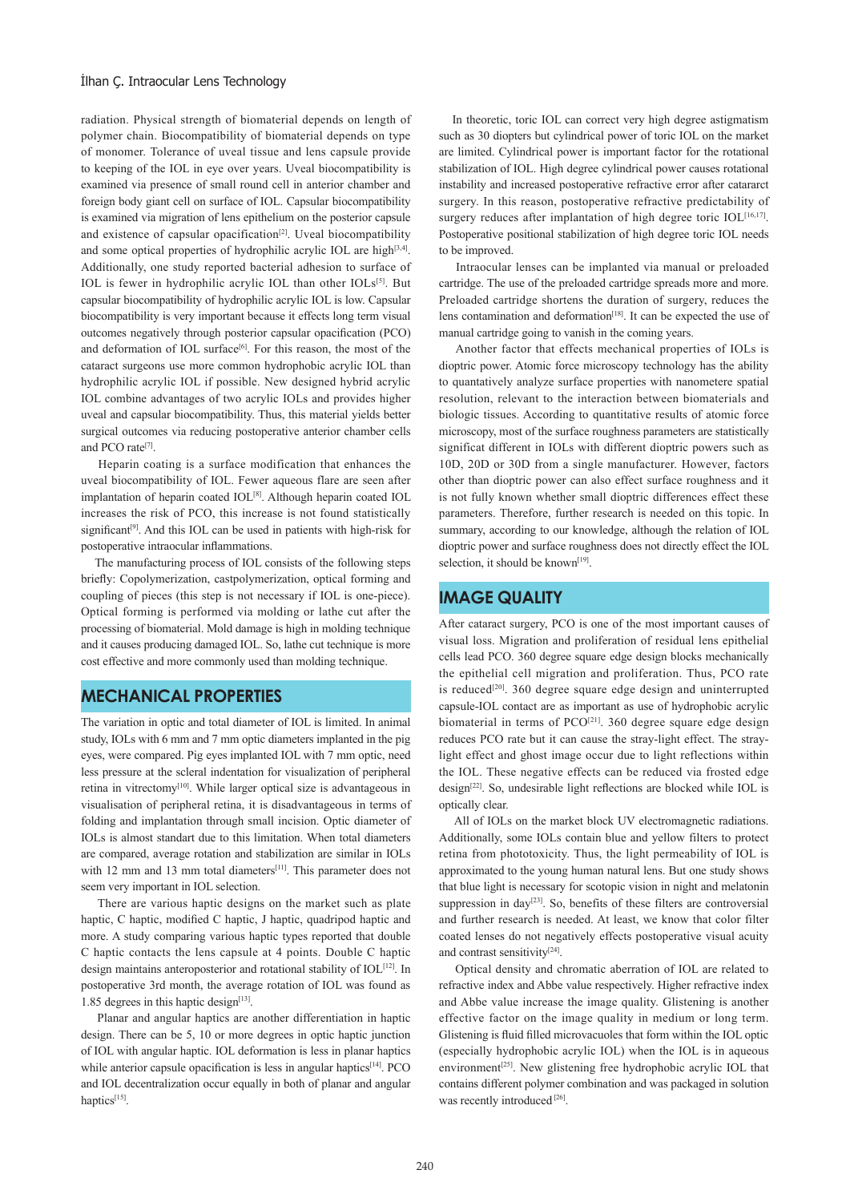radiation. Physical strength of biomaterial depends on length of polymer chain. Biocompatibility of biomaterial depends on type of monomer. Tolerance of uveal tissue and lens capsule provide to keeping of the IOL in eye over years. Uveal biocompatibility is examined via presence of small round cell in anterior chamber and foreign body giant cell on surface of IOL. Capsular biocompatibility is examined via migration of lens epithelium on the posterior capsule and existence of capsular opacification[2]. Uveal biocompatibility and some optical properties of hydrophilic acrylic IOL are high[3,4]. Additionally, one study reported bacterial adhesion to surface of IOL is fewer in hydrophilic acrylic IOL than other IOLs[5]. But capsular biocompatibility of hydrophilic acrylic IOL is low. Capsular biocompatibility is very important because it effects long term visual outcomes negatively through posterior capsular opacification (PCO) and deformation of IOL surface[6]. For this reason, the most of the cataract surgeons use more common hydrophobic acrylic IOL than hydrophilic acrylic IOL if possible. New designed hybrid acrylic IOL combine advantages of two acrylic IOLs and provides higher uveal and capsular biocompatibility. Thus, this material yields better surgical outcomes via reducing postoperative anterior chamber cells and PCO rate[7].

Heparin coating is a surface modification that enhances the uveal biocompatibility of IOL. Fewer aqueous flare are seen after implantation of heparin coated IOL[8]. Although heparin coated IOL increases the risk of PCO, this increase is not found statistically significant[9]. And this IOL can be used in patients with high-risk for postoperative intraocular inflammations.

The manufacturing process of IOL consists of the following steps briefly: Copolymerization, castpolymerization, optical forming and coupling of pieces (this step is not necessary if IOL is one-piece). Optical forming is performed via molding or lathe cut after the processing of biomaterial. Mold damage is high in molding technique and it causes producing damaged IOL. So, lathe cut technique is more cost effective and more commonly used than molding technique.

## MECHANICAL PROPERTIES

The variation in optic and total diameter of IOL is limited. In animal study, IOLs with 6 mm and 7 mm optic diameters implanted in the pig eyes, were compared. Pig eyes implanted IOL with 7 mm optic, need less pressure at the scleral indentation for visualization of peripheral retina in vitrectomy[10]. While larger optical size is advantageous in visualisation of peripheral retina, it is disadvantageous in terms of folding and implantation through small incision. Optic diameter of IOLs is almost standart due to this limitation. When total diameters are compared, average rotation and stabilization are similar in IOLs with 12 mm and 13 mm total diameters[11]. This parameter does not seem very important in IOL selection.

There are various haptic designs on the market such as plate haptic, C haptic, modified C haptic, J haptic, quadripod haptic and more. A study comparing various haptic types reported that double C haptic contacts the lens capsule at 4 points. Double C haptic design maintains anteroposterior and rotational stability of IOL[12]. In postoperative 3rd month, the average rotation of IOL was found as 1.85 degrees in this haptic design[13].

Planar and angular haptics are another differentiation in haptic design. There can be 5, 10 or more degrees in optic haptic junction of IOL with angular haptic. IOL deformation is less in planar haptics while anterior capsule opacification is less in angular haptics[14]. PCO and IOL decentralization occur equally in both of planar and angular haptics[15].

In theoretic, toric IOL can correct very high degree astigmatism such as 30 diopters but cylindrical power of toric IOL on the market are limited. Cylindrical power is important factor for the rotational stabilization of IOL. High degree cylindrical power causes rotational instability and increased postoperative refractive error after cataract surgery. In this reason, postoperative refractive predictability of surgery reduces after implantation of high degree toric IOL[16,17]. Postoperative positional stabilization of high degree toric IOL needs to be improved.

Intraocular lenses can be implanted via manual or preloaded cartridge. The use of the preloaded cartridge spreads more and more. Preloaded cartridge shortens the duration of surgery, reduces the lens contamination and deformation[18]. It can be expected the use of manual cartridge going to vanish in the coming years.

Another factor that effects mechanical properties of IOLs is dioptric power. Atomic force microscopy technology has the ability to quantatively analyze surface properties with nanometere spatial resolution, relevant to the interaction between biomaterials and biologic tissues. According to quantitative results of atomic force microscopy, most of the surface roughness parameters are statistically significat different in IOLs with different dioptric powers such as 10D, 20D or 30D from a single manufacturer. However, factors other than dioptric power can also effect surface roughness and it is not fully known whether small dioptric differences effect these parameters. Therefore, further research is needed on this topic. In summary, according to our knowledge, although the relation of IOL dioptric power and surface roughness does not directly effect the IOL selection, it should be known[19].

## IMAGE QUALITY

After cataract surgery, PCO is one of the most important causes of visual loss. Migration and proliferation of residual lens epithelial cells lead PCO. 360 degree square edge design blocks mechanically the epithelial cell migration and proliferation. Thus, PCO rate is reduced[20]. 360 degree square edge design and uninterrupted capsule-IOL contact are as important as use of hydrophobic acrylic biomaterial in terms of PCO[21]. 360 degree square edge design reduces PCO rate but it can cause the stray-light effect. The stray-light effect and ghost image occur due to light reflections within the IOL. These negative effects can be reduced via frosted edge design[22]. So, undesirable light reflections are blocked while IOL is optically clear.

All of IOLs on the market block UV electromagnetic radiations. Additionally, some IOLs contain blue and yellow filters to protect retina from phototoxicity. Thus, the light permeability of IOL is approximated to the young human natural lens. But one study shows that blue light is necessary for scotopic vision in night and melatonin suppression in day[23]. So, benefits of these filters are controversial and further research is needed. At least, we know that color filter coated lenses do not negatively effects postoperative visual acuity and contrast sensitivity[24].

Optical density and chromatic aberration of IOL are related to refractive index and Abbe value respectively. Higher refractive index and Abbe value increase the image quality. Glistening is another effective factor on the image quality in medium or long term. Glistening is fluid filled microvacuoles that form within the IOL optic (especially hydrophobic acrylic IOL) when the IOL is in aqueous environment[25]. New glistening free hydrophobic acrylic IOL that contains different polymer combination and was packaged in solution was recently introduced[26].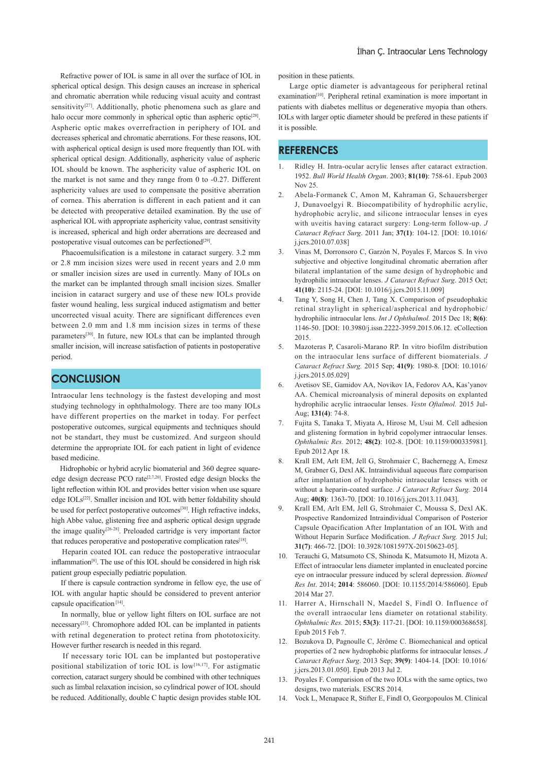Refractive power of IOL is same in all over the surface of IOL in spherical optical design. This design causes an increase in spherical and chromatic aberration while reducing visual acuity and contrast sensitivity[27]. Additionally, photic phenomena such as glare and halo occur more commonly in spherical optic than aspheric optic[28]. Aspheric optic makes overrefraction in periphery of IOL and decreases spherical and chromatic aberrations. For these reasons, IOL with asphercial optical design is used more frequently than IOL with spherical optical design. Additionally, asphericity value of aspheric IOL should be known. The asphericity value of aspheric IOL on the market is not same and they range from 0 to -0.27. Different asphericity values are used to compensate the positive aberration of cornea. This aberration is different in each patient and it can be detected with preoperative detailed examination. By the use of aspherical IOL with appropriate asphericity value, contrast sensitivity is increased, spherical and high order aberrations are decreased and postoperative visual outcomes can be perfectioned[29].

Phacoemulsification is a milestone in cataract surgery. 3.2 mm or 2.8 mm incision sizes were used in recent years and 2.0 mm or smaller incision sizes are used in currently. Many of IOLs on the market can be implanted through small incision sizes. Smaller incision in cataract surgery and use of these new IOLs provide faster wound healing, less surgical induced astigmatism and better uncorrected visual acuity. There are significant differences even between 2.0 mm and 1.8 mm incision sizes in terms of these parameters[30]. In future, new IOLs that can be implanted through smaller incision, will increase satisfaction of patients in postoperative period.

## CONCLUSION

Intraocular lens technology is the fastest developing and most studying technology in ophthalmology. There are too many IOLs have different properties on the market in today. For perfect postoperative outcomes, surgical equipments and techniques should not be standart, they must be customized. And surgeon should determine the appropriate IOL for each patient in light of evidence based medicine.

Hidrophobic or hybrid acrylic biomaterial and 360 degree square-edge design decrease PCO rate[2,7,20]. Frosted edge design blocks the light reflection within IOL and provides better vision when use square edge IOLs[22]. Smaller incision and IOL with better foldability should be used for perfect postoperative outcomes[30]. High refractive indeks, high Abbe value, glistening free and aspheric optical design upgrade the image quality[26-28]. Preloaded cartridge is very important factor that reduces peroperative and postoperative complication rates[18].

Heparin coated IOL can reduce the postoperative intraocular inflammation[8]. The use of this IOL should be considered in high risk patient group especially pediatric population.

If there is capsule contraction syndrome in fellow eye, the use of IOL with angular haptic should be considered to prevent anterior capsule opacification[14].

In normally, blue or yellow light filters on IOL surface are not necessary[23]. Chromophore added IOL can be implanted in patients with retinal degeneration to protect retina from phototoxicity. However further research is needed in this regard.

If necessary toric IOL can be implanted but postoperative positional stabilization of toric IOL is low[16,17]. For astigmatic correction, cataract surgery should be combined with other techniques such as limbal relaxation incision, so cylindrical power of IOL should be reduced. Additionally, double C haptic design provides stable IOL position in these patients.

Large optic diameter is advantageous for peripheral retinal examination[10]. Peripheral retinal examination is more important in patients with diabetes mellitus or degenerative myopia than others. IOLs with larger optic diameter should be prefered in these patients if it is possible.

## REFERENCES

1. Ridley H. Intra-ocular acrylic lenses after cataract extraction. 1952. *Bull World Health Organ*. 2003; **81(10)**: 758-61. Epub 2003 Nov 25.
2. Abela-Formanek C, Amon M, Kahraman G, Schauersberger J, Dunavoelgyi R. Biocompatibility of hydrophilic acrylic, hydrophobic acrylic, and silicone intraocular lenses in eyes with uveitis having cataract surgery: Long-term follow-up. *J Cataract Refract Surg*. 2011 Jan; **37(1)**: 104-12. [DOI: 10.1016/j.jcrs.2010.07.038]
3. Vinas M, Dorronsoro C, Garzón N, Poyales F, Marcos S. In vivo subjective and objective longitudinal chromatic aberration after bilateral implantation of the same design of hydrophobic and hydrophilic intraocular lenses. *J Cataract Refract Surg*. 2015 Oct; **41(10)**: 2115-24. [DOI: 10.1016/j.jcrs.2015.11.009]
4. Tang Y, Song H, Chen J, Tang X. Comparison of pseudophakic retinal straylight in spherical/aspherical and hydrophobic/hydrophilic intraocular lens. *Int J Ophthalmol.* 2015 Dec 18; **8(6)**: 1146-50. [DOI: 10.3980/j.issn.2222-3959.2015.06.12. eCollection 2015.
5. Mazoteras P, Casaroli-Marano RP. In vitro biofilm distribution on the intraocular lens surface of different biomaterials. *J Cataract Refract Surg.* 2015 Sep; **41(9)**: 1980-8. [DOI: 10.1016/j.jcrs.2015.05.029]
6. Avetisov SE, Gamidov AA, Novikov IA, Fedorov AA, Kas'yanov AA. Chemical microanalysis of mineral deposits on explanted hydrophilic acrylic intraocular lenses. *Vestn Oftalmol.* 2015 Jul-Aug; **131(4)**: 74-8.
7. Fujita S, Tanaka T, Miyata A, Hirose M, Usui M. Cell adhesion and glistening formation in hybrid copolymer intraocular lenses. *Ophthalmic Res.* 2012; **48(2)**: 102-8. [DOI: 10.1159/000335981]. Epub 2012 Apr 18.
8. Krall EM, Arlt EM, Jell G, Strohmaier C, Bachernegg A, Emesz M, Grabner G, Dexl AK. Intraindividual aqueous flare comparison after implantation of hydrophobic intraocular lenses with or without a heparin-coated surface. *J Cataract Refract Surg.* 2014 Aug; **40(8)**: 1363-70. [DOI: 10.1016/j.jcrs.2013.11.043].
9. Krall EM, Arlt EM, Jell G, Strohmaier C, Moussa S, Dexl AK. Prospective Randomized Intraindividual Comparison of Posterior Capsule Opacification After Implantation of an IOL With and Without Heparin Surface Modification. *J Refract Surg.* 2015 Jul; **31(7)**: 466-72. [DOI: 10.3928/1081597X-20150623-05].
10. Terauchi G, Matsumoto CS, Shinoda K, Matsumoto H, Mizota A. Effect of intraocular lens diameter implanted in enucleated porcine eye on intraocular pressure induced by scleral depression. *Biomed Res Int*. 2014; **2014**: 586060. [DOI: 10.1155/2014/586060]. Epub 2014 Mar 27.
11. Harrer A, Hirnschall N, Maedel S, Findl O. Influence of the overall intraocular lens diameter on rotational stability. *Ophthalmic Res.* 2015; **53(3)**: 117-21. [DOI: 10.1159/000368658]. Epub 2015 Feb 7.
12. Bozukova D, Pagnoulle C, Jérôme C. Biomechanical and optical properties of 2 new hydrophobic platforms for intraocular lenses. *J Cataract Refract Surg*. 2013 Sep; **39(9)**: 1404-14. [DOI: 10.1016/j.jcrs.2013.01.050]. Epub 2013 Jul 2.
13. Poyales F. Comparision of the two IOLs with the same optics, two designs, two materials. ESCRS 2014.
14. Vock L, Menapace R, Stifter E, Findl O, Georgopoulos M. Clinical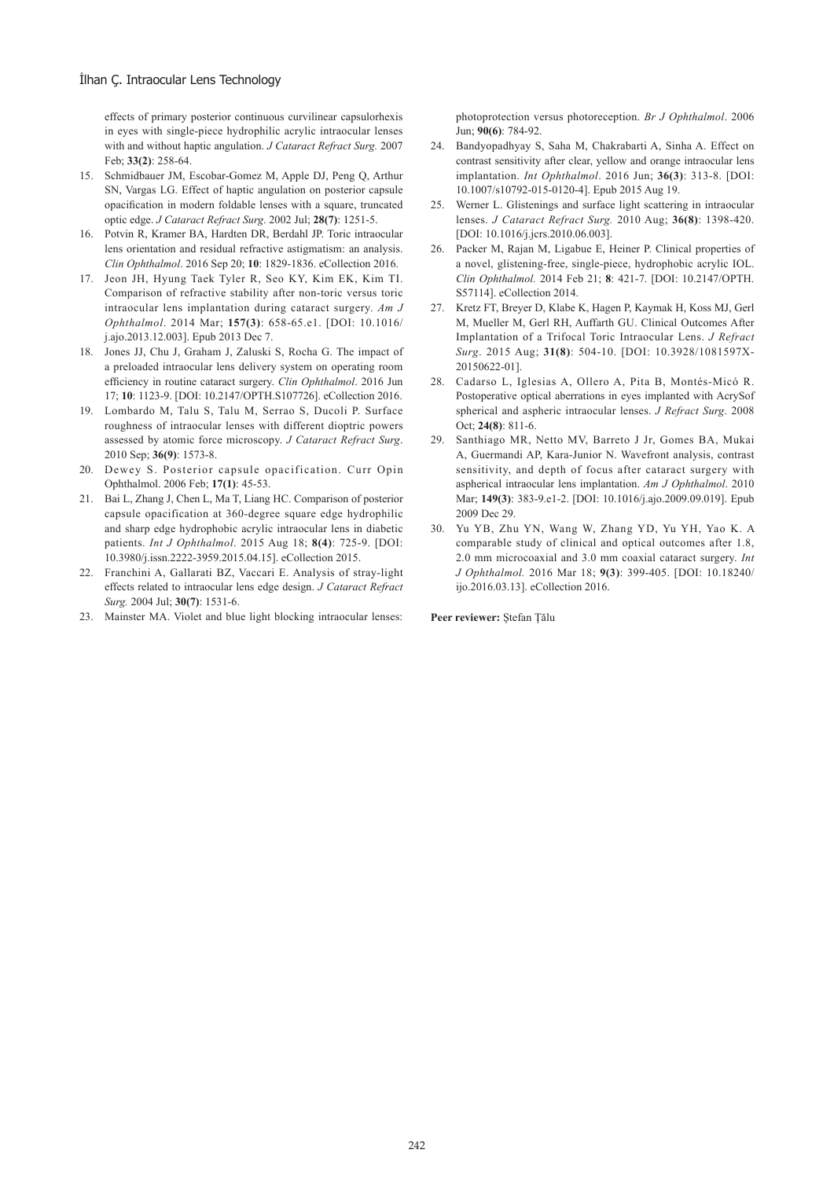effects of primary posterior continuous curvilinear capsulorhexis in eyes with single-piece hydrophilic acrylic intraocular lenses with and without haptic angulation. *J Cataract Refract Surg.* 2007 Feb; **33(2)**: 258-64.

15. Schmidbauer JM, Escobar-Gomez M, Apple DJ, Peng Q, Arthur SN, Vargas LG. Effect of haptic angulation on posterior capsule opacification in modern foldable lenses with a square, truncated optic edge. *J Cataract Refract Surg*. 2002 Jul; **28(7)**: 1251-5.
16. Potvin R, Kramer BA, Hardten DR, Berdahl JP. Toric intraocular lens orientation and residual refractive astigmatism: an analysis. *Clin Ophthalmol*. 2016 Sep 20; **10**: 1829-1836. eCollection 2016.
17. Jeon JH, Hyung Taek Tyler R, Seo KY, Kim EK, Kim TI. Comparison of refractive stability after non-toric versus toric intraocular lens implantation during cataract surgery. *Am J Ophthalmol*. 2014 Mar; **157(3)**: 658-65.e1. [DOI: 10.1016/j.ajo.2013.12.003]. Epub 2013 Dec 7.
18. Jones JJ, Chu J, Graham J, Zaluski S, Rocha G. The impact of a preloaded intraocular lens delivery system on operating room efficiency in routine cataract surgery. *Clin Ophthalmol*. 2016 Jun 17; **10**: 1123-9. [DOI: 10.2147/OPTH.S107726]. eCollection 2016.
19. Lombardo M, Talu S, Talu M, Serrao S, Ducoli P. Surface roughness of intraocular lenses with different dioptric powers assessed by atomic force microscopy. *J Cataract Refract Surg*. 2010 Sep; **36(9)**: 1573-8.
20. Dewey S. Posterior capsule opacification. Curr Opin Ophthalmol. 2006 Feb; **17(1)**: 45-53.
21. Bai L, Zhang J, Chen L, Ma T, Liang HC. Comparison of posterior capsule opacification at 360-degree square edge hydrophilic and sharp edge hydrophobic acrylic intraocular lens in diabetic patients. *Int J Ophthalmol*. 2015 Aug 18; **8(4)**: 725-9. [DOI: 10.3980/j.issn.2222-3959.2015.04.15]. eCollection 2015.
22. Franchini A, Gallarati BZ, Vaccari E. Analysis of stray-light effects related to intraocular lens edge design. *J Cataract Refract Surg.* 2004 Jul; **30(7)**: 1531-6.
23. Mainster MA. Violet and blue light blocking intraocular lenses: photoprotection versus photoreception. *Br J Ophthalmol*. 2006 Jun; **90(6)**: 784-92.
24. Bandyopadhyay S, Saha M, Chakrabarti A, Sinha A. Effect on contrast sensitivity after clear, yellow and orange intraocular lens implantation. *Int Ophthalmol*. 2016 Jun; **36(3)**: 313-8. [DOI: 10.1007/s10792-015-0120-4]. Epub 2015 Aug 19.
25. Werner L. Glistenings and surface light scattering in intraocular lenses. *J Cataract Refract Surg.* 2010 Aug; **36(8)**: 1398-420. [DOI: 10.1016/j.jcrs.2010.06.003].
26. Packer M, Rajan M, Ligabue E, Heiner P. Clinical properties of a novel, glistening-free, single-piece, hydrophobic acrylic IOL. *Clin Ophthalmol.* 2014 Feb 21; **8**: 421-7. [DOI: 10.2147/OPTH.S57114]. eCollection 2014.
27. Kretz FT, Breyer D, Klabe K, Hagen P, Kaymak H, Koss MJ, Gerl M, Mueller M, Gerl RH, Auffarth GU. Clinical Outcomes After Implantation of a Trifocal Toric Intraocular Lens. *J Refract Surg*. 2015 Aug; **31(8)**: 504-10. [DOI: 10.3928/1081597X-20150622-01].
28. Cadarso L, Iglesias A, Ollero A, Pita B, Montés-Micó R. Postoperative optical aberrations in eyes implanted with AcrySof spherical and aspheric intraocular lenses. *J Refract Surg*. 2008 Oct; **24(8)**: 811-6.
29. Santhiago MR, Netto MV, Barreto J Jr, Gomes BA, Mukai A, Guermandi AP, Kara-Junior N. Wavefront analysis, contrast sensitivity, and depth of focus after cataract surgery with aspherical intraocular lens implantation. *Am J Ophthalmol*. 2010 Mar; **149(3)**: 383-9.e1-2. [DOI: 10.1016/j.ajo.2009.09.019]. Epub 2009 Dec 29.
30. Yu YB, Zhu YN, Wang W, Zhang YD, Yu YH, Yao K. A comparable study of clinical and optical outcomes after 1.8, 2.0 mm microcoaxial and 3.0 mm coaxial cataract surgery. *Int J Ophthalmol.* 2016 Mar 18; **9(3)**: 399-405. [DOI: 10.18240/ijo.2016.03.13]. eCollection 2016.

**Peer reviewer:** Ştefan Ţălu